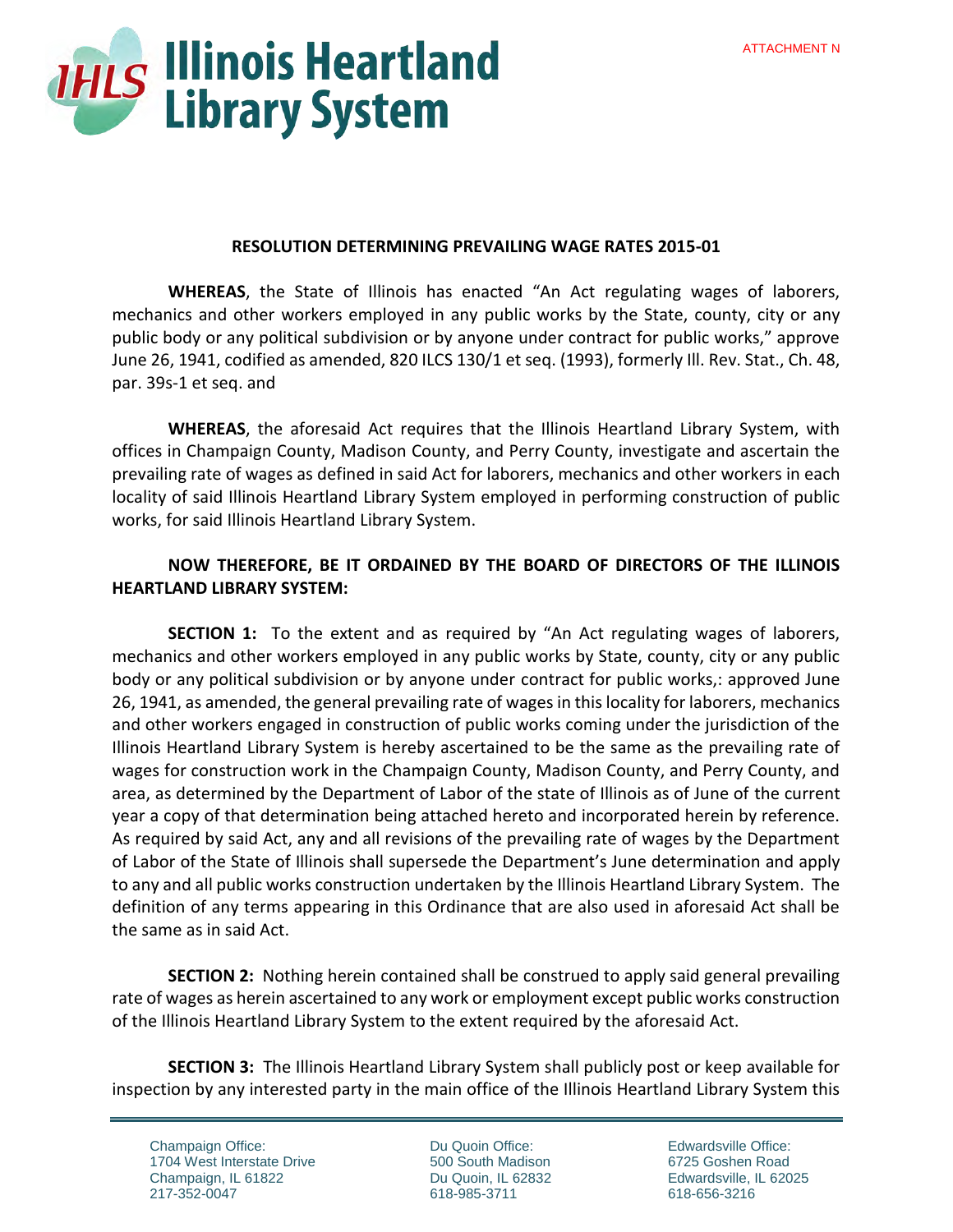ATTACHMENT N

# Illinois Heartland Library System

**RESOLUTION DETERMINING PREVAILING WAGE RATES 2015-01**

**WHEREAS**, the State of Illinois has enacted "An Act regulating wages of laborers, mechanics and other workers employed in any public works by the State, county, city or any public body or any political subdivision or by anyone under contract for public works," approve June 26, 1941, codified as amended, 820 ILCS 130/1 et seq. (1993), formerly Ill. Rev. Stat., Ch. 48, par. 39s-1 et seq. and

**WHEREAS**, the aforesaid Act requires that the Illinois Heartland Library System, with offices in Champaign County, Madison County, and Perry County, investigate and ascertain the prevailing rate of wages as defined in said Act for laborers, mechanics and other workers in each locality of said Illinois Heartland Library System employed in performing construction of public works, for said Illinois Heartland Library System.

**NOW THEREFORE, BE IT ORDAINED BY THE BOARD OF DIRECTORS OF THE ILLINOIS HEARTLAND LIBRARY SYSTEM:**

**SECTION 1:** To the extent and as required by "An Act regulating wages of laborers, mechanics and other workers employed in any public works by State, county, city or any public body or any political subdivision or by anyone under contract for public works,: approved June 26, 1941, as amended, the general prevailing rate of wages in this locality for laborers, mechanics and other workers engaged in construction of public works coming under the jurisdiction of the Illinois Heartland Library System is hereby ascertained to be the same as the prevailing rate of wages for construction work in the Champaign County, Madison County, and Perry County, and area, as determined by the Department of Labor of the state of Illinois as of June of the current year a copy of that determination being attached hereto and incorporated herein by reference. As required by said Act, any and all revisions of the prevailing rate of wages by the Department of Labor of the State of Illinois shall supersede the Department's June determination and apply to any and all public works construction undertaken by the Illinois Heartland Library System. The definition of any terms appearing in this Ordinance that are also used in aforesaid Act shall be the same as in said Act.

**SECTION 2:** Nothing herein contained shall be construed to apply said general prevailing rate of wages as herein ascertained to any work or employment except public works construction of the Illinois Heartland Library System to the extent required by the aforesaid Act.

**SECTION 3:** The Illinois Heartland Library System shall publicly post or keep available for inspection by any interested party in the main office of the Illinois Heartland Library System this

Champaign Office:
1704 West Interstate Drive
Champaign, IL 61822
217-352-0047

Du Quoin Office:
500 South Madison
Du Quoin, IL 62832
618-985-3711

Edwardsville Office:
6725 Goshen Road
Edwardsville, IL 62025
618-656-3216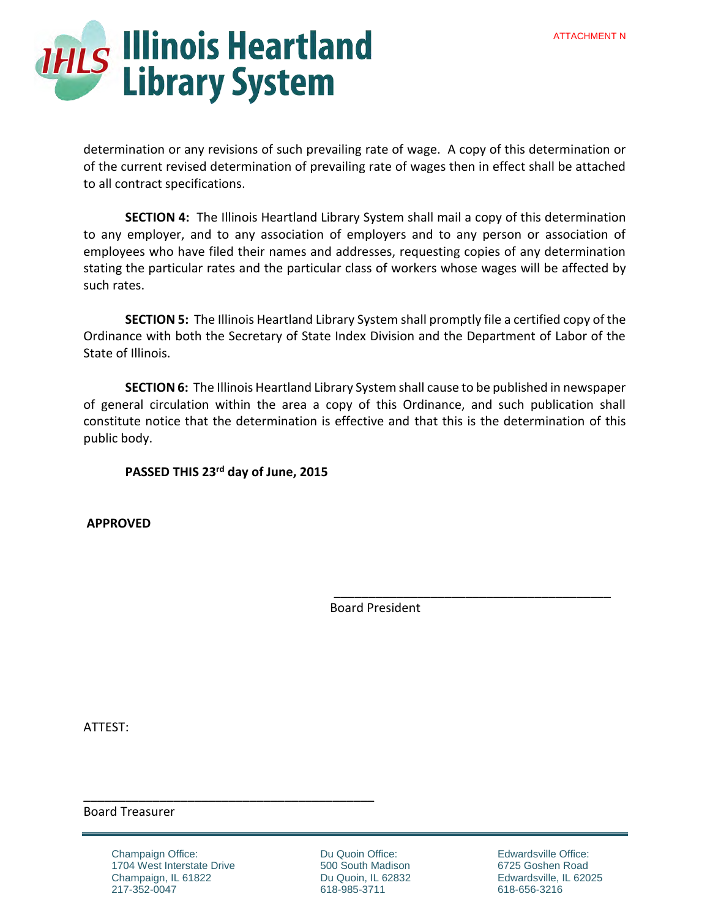determination or any revisions of such prevailing rate of wage. A copy of this determination or of the current revised determination of prevailing rate of wages then in effect shall be attached to all contract specifications.

**SECTION 4:** The Illinois Heartland Library System shall mail a copy of this determination to any employer, and to any association of employers and to any person or association of employees who have filed their names and addresses, requesting copies of any determination stating the particular rates and the particular class of workers whose wages will be affected by such rates.

**SECTION 5:** The Illinois Heartland Library System shall promptly file a certified copy of the Ordinance with both the Secretary of State Index Division and the Department of Labor of the State of Illinois.

**SECTION 6:** The Illinois Heartland Library System shall cause to be published in newspaper of general circulation within the area a copy of this Ordinance, and such publication shall constitute notice that the determination is effective and that this is the determination of this public body.

**PASSED THIS 23rd day of June, 2015**

**APPROVED**

\_\_\_\_\_\_\_\_\_\_\_\_\_\_\_\_\_\_\_\_\_\_\_\_\_\_\_\_\_\_\_\_\_\_\_\_\_\_\_\_

Board President

ATTEST:

\_\_\_\_\_\_\_\_\_\_\_\_\_\_\_\_\_\_\_\_\_\_\_\_\_\_\_\_\_\_\_\_\_\_\_\_\_\_\_\_

Board Treasurer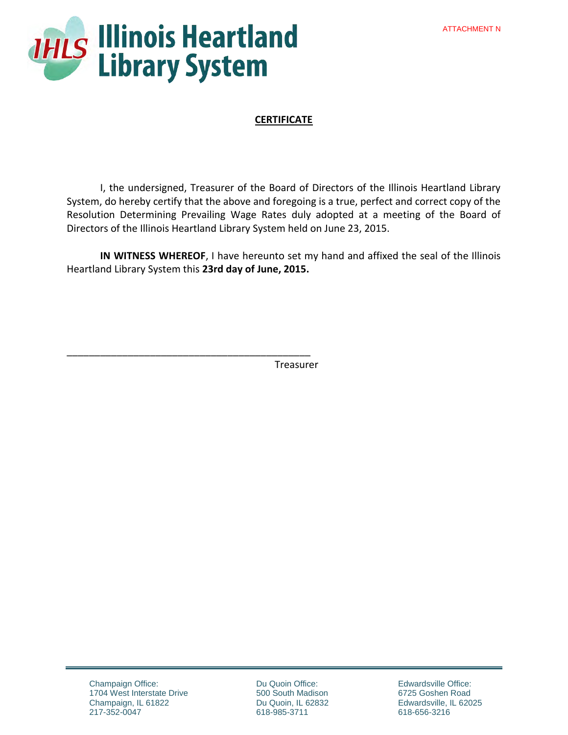ATTACHMENT N

# Illinois Heartland Library System

## CERTIFICATE

I, the undersigned, Treasurer of the Board of Directors of the Illinois Heartland Library System, do hereby certify that the above and foregoing is a true, perfect and correct copy of the Resolution Determining Prevailing Wage Rates duly adopted at a meeting of the Board of Directors of the Illinois Heartland Library System held on June 23, 2015.

**IN WITNESS WHEREOF**, I have hereunto set my hand and affixed the seal of the Illinois Heartland Library System this **23rd day of June, 2015.**

_______________________________________________

Treasurer

Champaign Office:
1704 West Interstate Drive
Champaign, IL 61822
217-352-0047

Du Quoin Office:
500 South Madison
Du Quoin, IL 62832
618-985-3711

Edwardsville Office:
6725 Goshen Road
Edwardsville, IL 62025
618-656-3216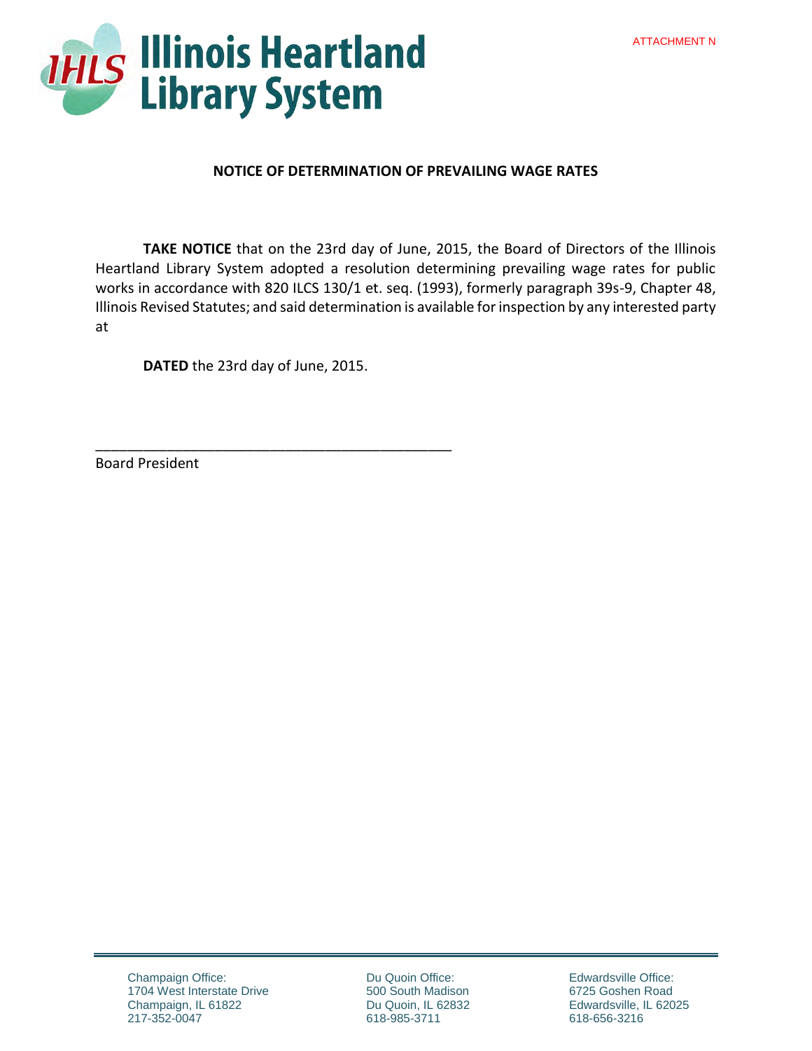ATTACHMENT N

# Illinois Heartland Library System

## NOTICE OF DETERMINATION OF PREVAILING WAGE RATES

**TAKE NOTICE** that on the 23rd day of June, 2015, the Board of Directors of the Illinois Heartland Library System adopted a resolution determining prevailing wage rates for public works in accordance with 820 ILCS 130/1 et. seq. (1993), formerly paragraph 39s-9, Chapter 48, Illinois Revised Statutes; and said determination is available for inspection by any interested party at

**DATED** the 23rd day of June, 2015.

\_\_\_\_\_\_\_\_\_\_\_\_\_\_\_\_\_\_\_\_\_\_\_\_\_\_\_\_\_\_\_\_\_\_\_\_\_\_\_\_\_\_\_\_

Board President

Champaign Office:
1704 West Interstate Drive
Champaign, IL 61822
217-352-0047

Du Quoin Office:
500 South Madison
Du Quoin, IL 62832
618-985-3711

Edwardsville Office:
6725 Goshen Road
Edwardsville, IL 62025
618-656-3216